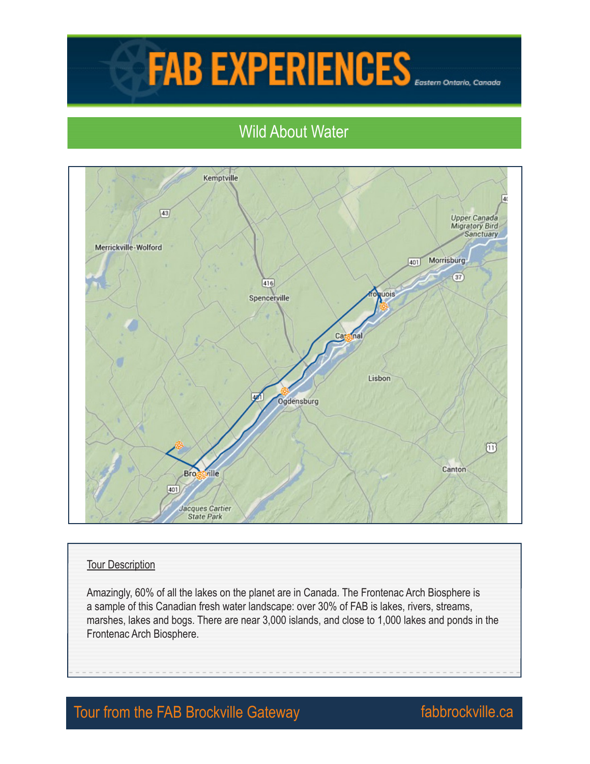# FAB EXPERIENCES

Eastern Ontario, Canada

## Wild About Water

### Tour Description

Amazingly, 60% of all the lakes on the planet are in Canada. The Frontenac Arch Biosphere is a sample of this Canadian fresh water landscape: over 30% of FAB is lakes, rivers, streams, marshes, lakes and bogs. There are near 3,000 islands, and close to 1,000 lakes and ponds in the Frontenac Arch Biosphere.

Tour from the FAB Brockville Gateway

fabbrockville.ca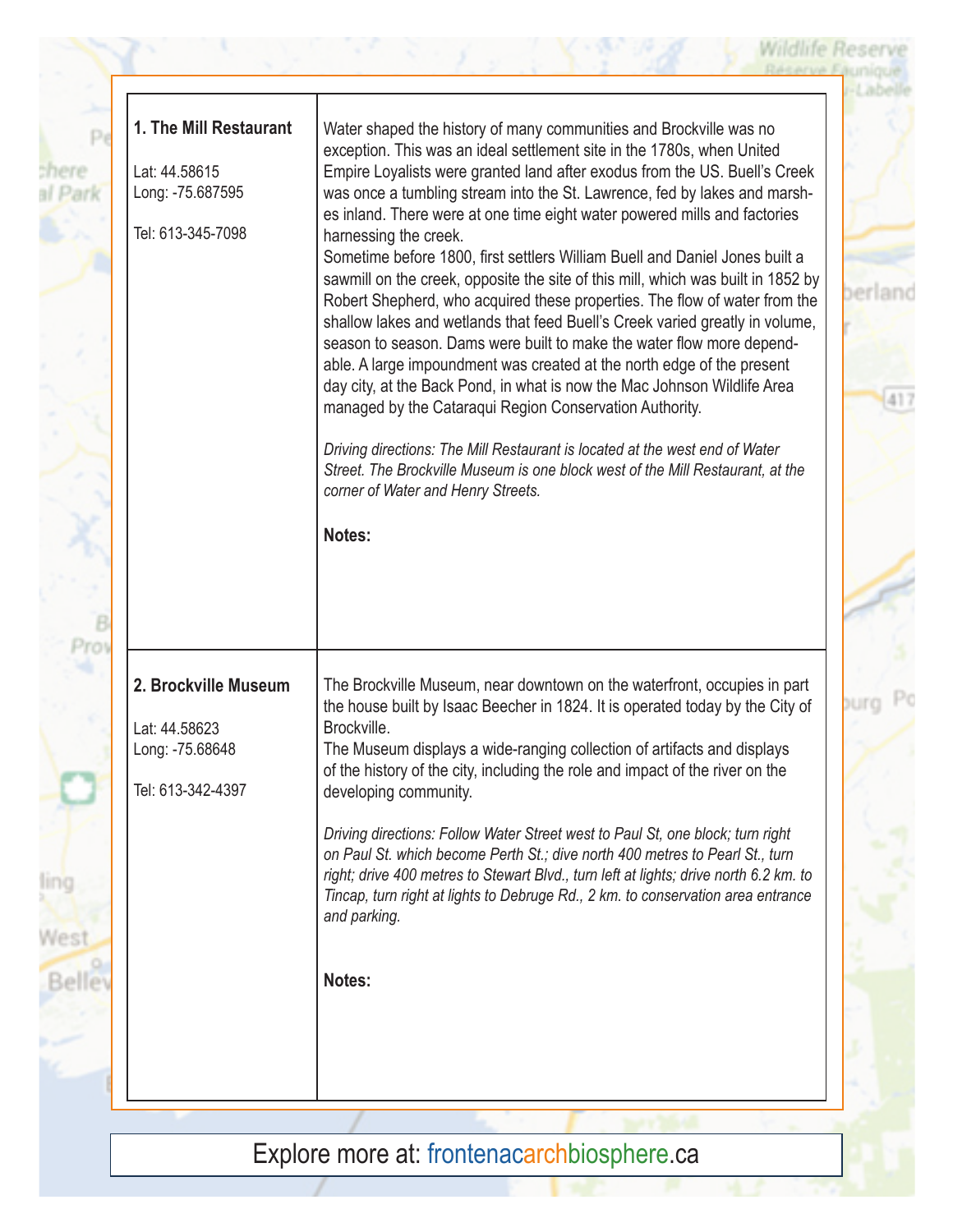## 1. The Mill Restaurant

Lat: 44.58615
Long: -75.687595

Tel: 613-345-7098

Water shaped the history of many communities and Brockville was no exception. This was an ideal settlement site in the 1780s, when United Empire Loyalists were granted land after exodus from the US. Buell's Creek was once a tumbling stream into the St. Lawrence, fed by lakes and marshes inland. There were at one time eight water powered mills and factories harnessing the creek.

Sometime before 1800, first settlers William Buell and Daniel Jones built a sawmill on the creek, opposite the site of this mill, which was built in 1852 by Robert Shepherd, who acquired these properties. The flow of water from the shallow lakes and wetlands that feed Buell's Creek varied greatly in volume, season to season. Dams were built to make the water flow more dependable. A large impoundment was created at the north edge of the present day city, at the Back Pond, in what is now the Mac Johnson Wildlife Area managed by the Cataraqui Region Conservation Authority.

*Driving directions: The Mill Restaurant is located at the west end of Water Street. The Brockville Museum is one block west of the Mill Restaurant, at the corner of Water and Henry Streets.*

**Notes:**

## 2. Brockville Museum

Lat: 44.58623
Long: -75.68648

Tel: 613-342-4397

The Brockville Museum, near downtown on the waterfront, occupies in part the house built by Isaac Beecher in 1824. It is operated today by the City of Brockville.

The Museum displays a wide-ranging collection of artifacts and displays of the history of the city, including the role and impact of the river on the developing community.

*Driving directions: Follow Water Street west to Paul St, one block; turn right on Paul St. which become Perth St.; dive north 400 metres to Pearl St., turn right; drive 400 metres to Stewart Blvd., turn left at lights; drive north 6.2 km. to Tincap, turn right at lights to Debruge Rd., 2 km. to conservation area entrance and parking.*

**Notes:**

Explore more at: frontenacarchbiosphere.ca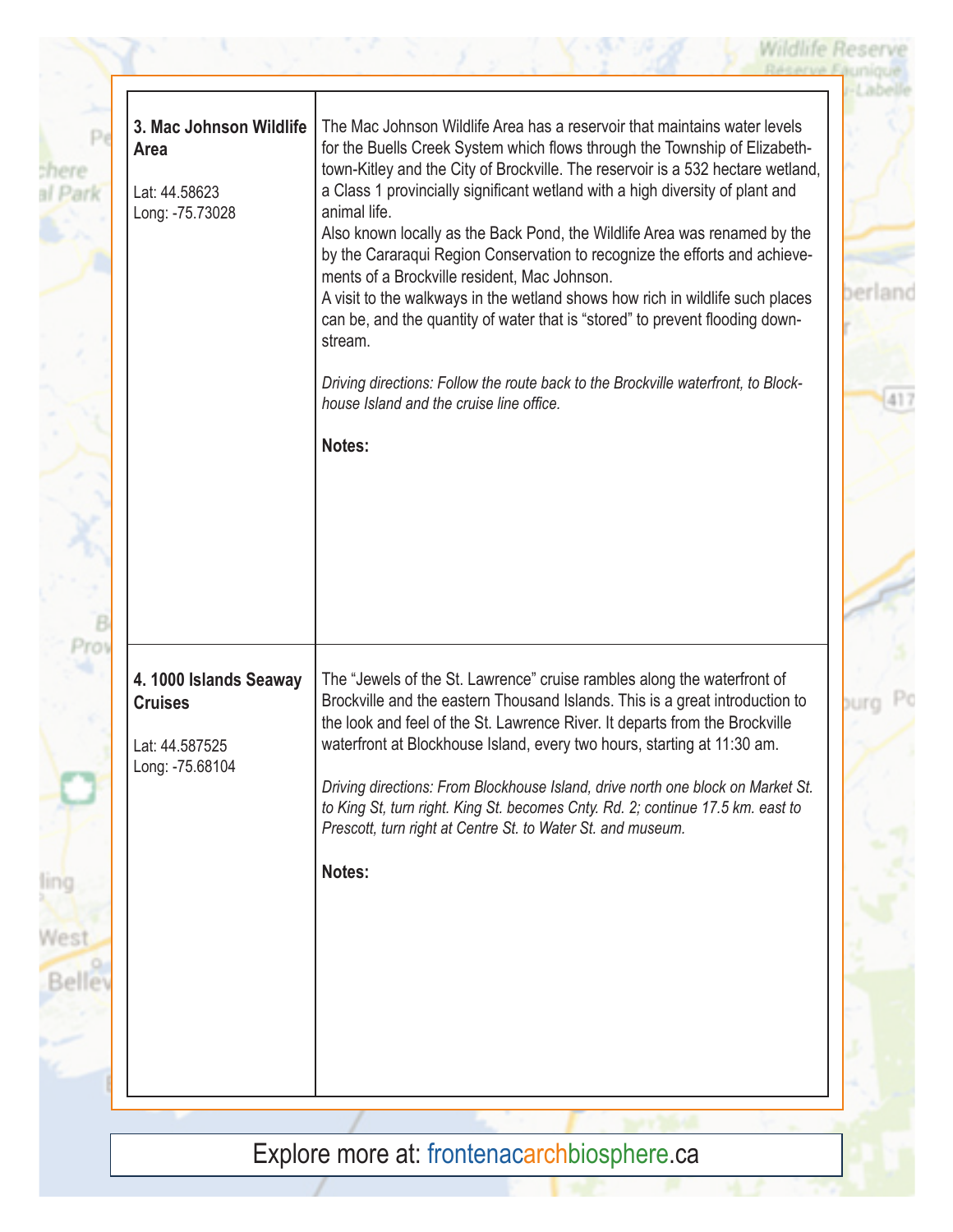| | |
|---|---|
| **3. Mac Johnson Wildlife Area**<br><br>Lat: 44.58623<br>Long: -75.73028 | The Mac Johnson Wildlife Area has a reservoir that maintains water levels for the Buells Creek System which flows through the Township of Elizabethtown-Kitley and the City of Brockville. The reservoir is a 532 hectare wetland, a Class 1 provincially significant wetland with a high diversity of plant and animal life.<br>Also known locally as the Back Pond, the Wildlife Area was renamed by the by the Cararaqui Region Conservation to recognize the efforts and achievements of a Brockville resident, Mac Johnson.<br>A visit to the walkways in the wetland shows how rich in wildlife such places can be, and the quantity of water that is "stored" to prevent flooding downstream.<br><br>*Driving directions: Follow the route back to the Brockville waterfront, to Blockhouse Island and the cruise line office.*<br><br>**Notes:** |
| **4. 1000 Islands Seaway Cruises**<br><br>Lat: 44.587525<br>Long: -75.68104 | The "Jewels of the St. Lawrence" cruise rambles along the waterfront of Brockville and the eastern Thousand Islands. This is a great introduction to the look and feel of the St. Lawrence River. It departs from the Brockville waterfront at Blockhouse Island, every two hours, starting at 11:30 am.<br><br>*Driving directions: From Blockhouse Island, drive north one block on Market St. to King St, turn right. King St. becomes Cnty. Rd. 2; continue 17.5 km. east to Prescott, turn right at Centre St. to Water St. and museum.*<br><br>**Notes:** |

Explore more at: frontenacarchbiosphere.ca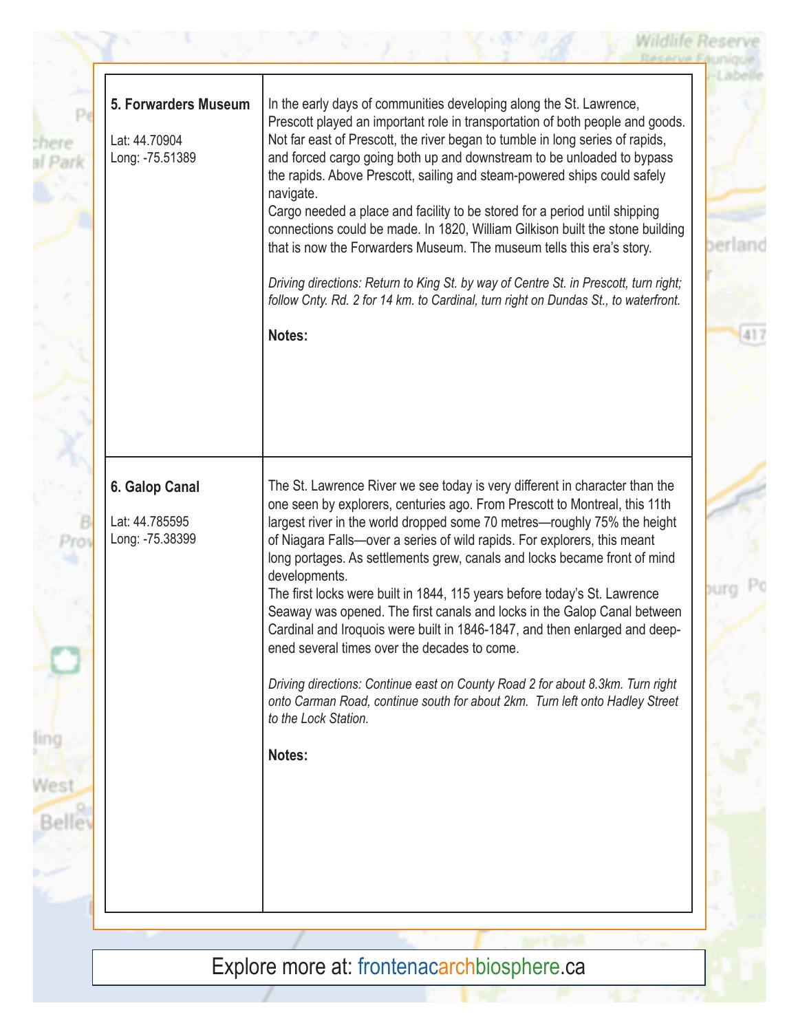| **5. Forwarders Museum**<br><br>Lat: 44.70904<br>Long: -75.51389 | In the early days of communities developing along the St. Lawrence, Prescott played an important role in transportation of both people and goods. Not far east of Prescott, the river began to tumble in long series of rapids, and forced cargo going both up and downstream to be unloaded to bypass the rapids. Above Prescott, sailing and steam-powered ships could safely navigate.<br>Cargo needed a place and facility to be stored for a period until shipping connections could be made. In 1820, William Gilkison built the stone building that is now the Forwarders Museum. The museum tells this era's story.<br><br>*Driving directions: Return to King St. by way of Centre St. in Prescott, turn right; follow Cnty. Rd. 2 for 14 km. to Cardinal, turn right on Dundas St., to waterfront.*<br><br>**Notes:** |
|---|---|
| **6. Galop Canal**<br><br>Lat: 44.785595<br>Long: -75.38399 | The St. Lawrence River we see today is very different in character than the one seen by explorers, centuries ago. From Prescott to Montreal, this 11th largest river in the world dropped some 70 metres—roughly 75% the height of Niagara Falls—over a series of wild rapids. For explorers, this meant long portages. As settlements grew, canals and locks became front of mind developments.<br>The first locks were built in 1844, 115 years before today's St. Lawrence Seaway was opened. The first canals and locks in the Galop Canal between Cardinal and Iroquois were built in 1846-1847, and then enlarged and deepened several times over the decades to come.<br><br>*Driving directions: Continue east on County Road 2 for about 8.3km. Turn right onto Carman Road, continue south for about 2km. Turn left onto Hadley Street to the Lock Station.*<br><br>**Notes:** |

Explore more at: frontenacarchbiosphere.ca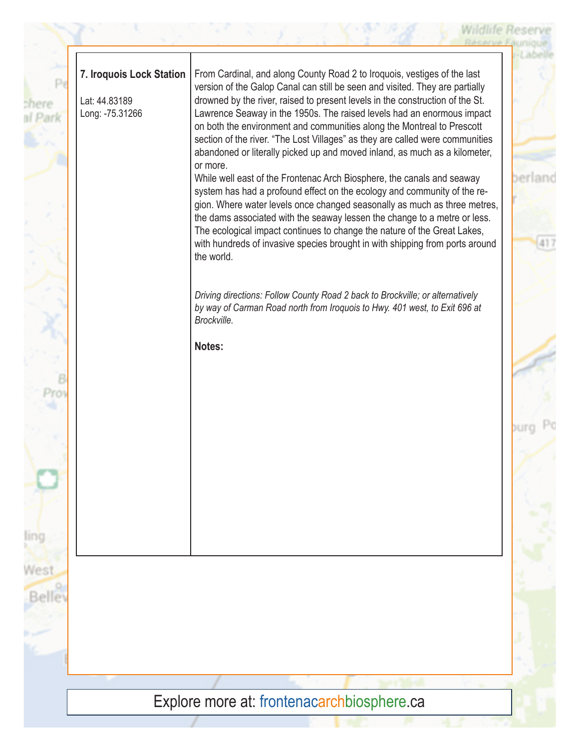| | |
|---|---|
| **7. Iroquois Lock Station**<br><br>Lat: 44.83189<br>Long: -75.31266 | From Cardinal, and along County Road 2 to Iroquois, vestiges of the last version of the Galop Canal can still be seen and visited. They are partially drowned by the river, raised to present levels in the construction of the St. Lawrence Seaway in the 1950s. The raised levels had an enormous impact on both the environment and communities along the Montreal to Prescott section of the river. "The Lost Villages" as they are called were communities abandoned or literally picked up and moved inland, as much as a kilometer, or more.<br>While well east of the Frontenac Arch Biosphere, the canals and seaway system has had a profound effect on the ecology and community of the region. Where water levels once changed seasonally as much as three metres, the dams associated with the seaway lessen the change to a metre or less. The ecological impact continues to change the nature of the Great Lakes, with hundreds of invasive species brought in with shipping from ports around the world.<br><br>*Driving directions: Follow County Road 2 back to Brockville; or alternatively by way of Carman Road north from Iroquois to Hwy. 401 west, to Exit 696 at Brockville.*<br><br>**Notes:** |

Explore more at: frontenacarchbiosphere.ca